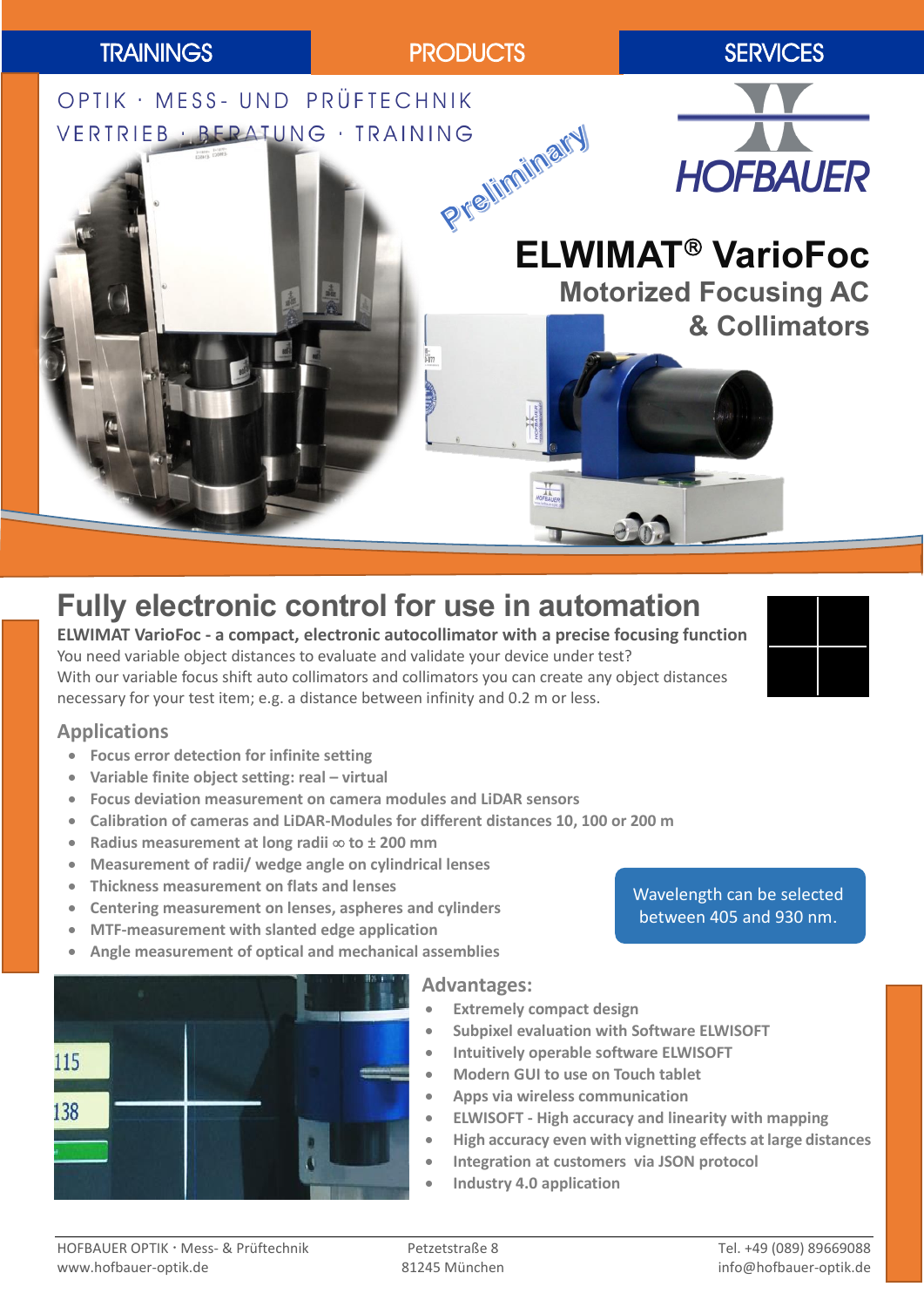TRAININGS | PRODUCTS | SERVICES

OPTIK · MESS- UND PRÜFTECHNIK
VERTRIEB · BERATUNG · TRAINING

Preliminary

HOFBAUER

# ELWIMAT® VarioFoc

## Motorized Focusing AC & Collimators

## Fully electronic control for use in automation

**ELWIMAT VarioFoc - a compact, electronic autocollimator with a precise focusing function**

You need variable object distances to evaluate and validate your device under test?
With our variable focus shift auto collimators and collimators you can create any object distances necessary for your test item; e.g. a distance between infinity and 0.2 m or less.

### Applications

- **Focus error detection for infinite setting**
- **Variable finite object setting: real – virtual**
- **Focus deviation measurement on camera modules and LiDAR sensors**
- **Calibration of cameras and LiDAR-Modules for different distances 10, 100 or 200 m**
- **Radius measurement at long radii ∞ to ± 200 mm**
- **Measurement of radii/ wedge angle on cylindrical lenses**
- **Thickness measurement on flats and lenses**
- **Centering measurement on lenses, aspheres and cylinders**
- **MTF-measurement with slanted edge application**
- **Angle measurement of optical and mechanical assemblies**

Wavelength can be selected between 405 and 930 nm.

### Advantages:

- **Extremely compact design**
- **Subpixel evaluation with Software ELWISOFT**
- **Intuitively operable software ELWISOFT**
- **Modern GUI to use on Touch tablet**
- **Apps via wireless communication**
- **ELWISOFT - High accuracy and linearity with mapping**
- **High accuracy even with vignetting effects at large distances**
- **Integration at customers via JSON protocol**
- **Industry 4.0 application**

HOFBAUER OPTIK · Mess- & Prüftechnik
www.hofbauer-optik.de

Petzetstraße 8
81245 München

Tel. +49 (089) 89669088
info@hofbauer-optik.de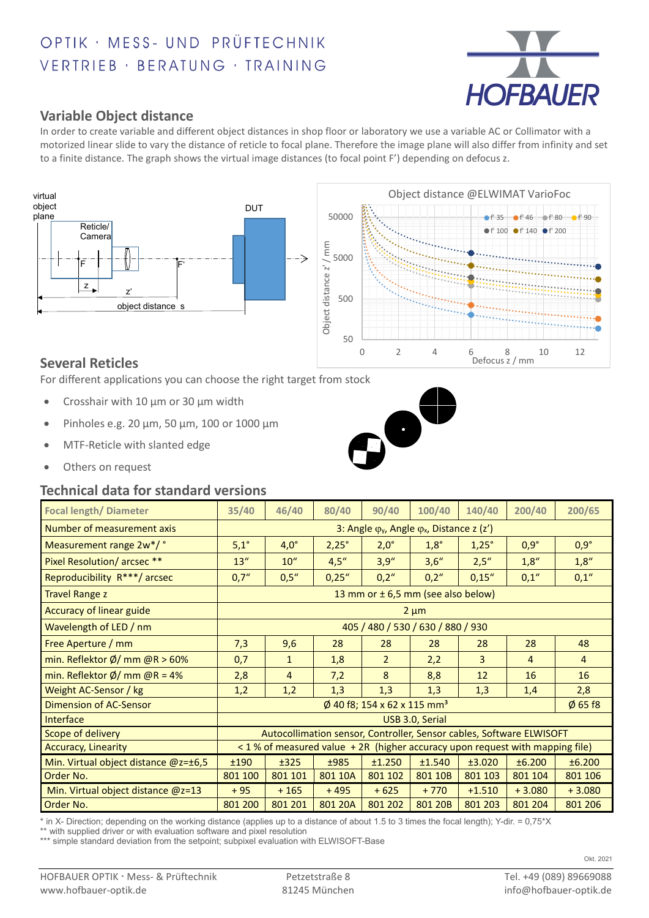OPTIK · MESS- UND PRÜFTECHNIK
VERTRIEB · BERATUNG · TRAINING

HOFBAUER

## Variable Object distance

In order to create variable and different object distances in shop floor or laboratory we use a variable AC or Collimator with a motorized linear slide to vary the distance of reticle to focal plane. Therefore the image plane will also differ from infinity and set to a finite distance. The graph shows the virtual image distances (to focal point F') depending on defocus z.

virtual object plane
Reticle/ Camera
F
F'
z
z'
object distance s
DUT

Object distance @ELWIMAT VarioFoc
f' 35, f' 46, f' 80, f' 90, f' 100, f' 140, f' 200
Object distance z' / mm
50000
5000
500
50
0 2 4 6 8 10 12
Defocus z / mm

## Several Reticles

For different applications you can choose the right target from stock

- Crosshair with 10 µm or 30 µm width
- Pinholes e.g. 20 µm, 50 µm, 100 or 1000 µm
- MTF-Reticle with slanted edge
- Others on request

## Technical data for standard versions

| Focal length/ Diameter | 35/40 | 46/40 | 80/40 | 90/40 | 100/40 | 140/40 | 200/40 | 200/65 |
|---|---|---|---|---|---|---|---|---|
| Number of measurement axis | 3: Angle $\varphi_y$, Angle $\varphi_x$, Distance z (z') | | | | | | | |
| Measurement range 2w*/ ° | 5,1° | 4,0° | 2,25° | 2,0° | 1,8° | 1,25° | 0,9° | 0,9° |
| Pixel Resolution/ arcsec ** | 13“ | 10“ | 4,5“ | 3,9“ | 3,6“ | 2,5“ | 1,8“ | 1,8“ |
| Reproducibility R***/ arcsec | 0,7“ | 0,5“ | 0,25“ | 0,2“ | 0,2“ | 0,15“ | 0,1“ | 0,1“ |
| Travel Range z | 13 mm or ± 6,5 mm (see also below) | | | | | | | |
| Accuracy of linear guide | 2 µm | | | | | | | |
| Wavelength of LED / nm | 405 / 480 / 530 / 630 / 880 / 930 | | | | | | | |
| Free Aperture / mm | 7,3 | 9,6 | 28 | 28 | 28 | 28 | 28 | 48 |
| min. Reflektor Ø/ mm @R > 60% | 0,7 | 1 | 1,8 | 2 | 2,2 | 3 | 4 | 4 |
| min. Reflektor Ø/ mm @R = 4% | 2,8 | 4 | 7,2 | 8 | 8,8 | 12 | 16 | 16 |
| Weight AC-Sensor / kg | 1,2 | 1,2 | 1,3 | 1,3 | 1,3 | 1,3 | 1,4 | 2,8 |
| Dimension of AC-Sensor | Ø 40 f8; 154 x 62 x 115 mm³ | | | | | | | Ø 65 f8 |
| Interface | USB 3.0, Serial | | | | | | | |
| Scope of delivery | Autocollimation sensor, Controller, Sensor cables, Software ELWISOFT | | | | | | | |
| Accuracy, Linearity | < 1 % of measured value + 2R (higher accuracy upon request with mapping file) | | | | | | | |
| Min. Virtual object distance @z=±6,5 | ±190 | ±325 | ±985 | ±1.250 | ±1.540 | ±3.020 | ±6.200 | ±6.200 |
| Order No. | 801 100 | 801 101 | 801 10A | 801 102 | 801 10B | 801 103 | 801 104 | 801 106 |
| Min. Virtual object distance @z=13 | + 95 | + 165 | + 495 | + 625 | + 770 | +1.510 | + 3.080 | + 3.080 |
| Order No. | 801 200 | 801 201 | 801 20A | 801 202 | 801 20B | 801 203 | 801 204 | 801 206 |

\* in X- Direction; depending on the working distance (applies up to a distance of about 1.5 to 3 times the focal length); Y-dir. = 0,75*X
** with supplied driver or with evaluation software and pixel resolution
*** simple standard deviation from the setpoint; subpixel evaluation with ELWISOFT-Base

Okt. 2021

HOFBAUER OPTIK · Mess- & Prüftechnik
www.hofbauer-optik.de

Petzetstraße 8
81245 München

Tel. +49 (089) 89669088
info@hofbauer-optik.de